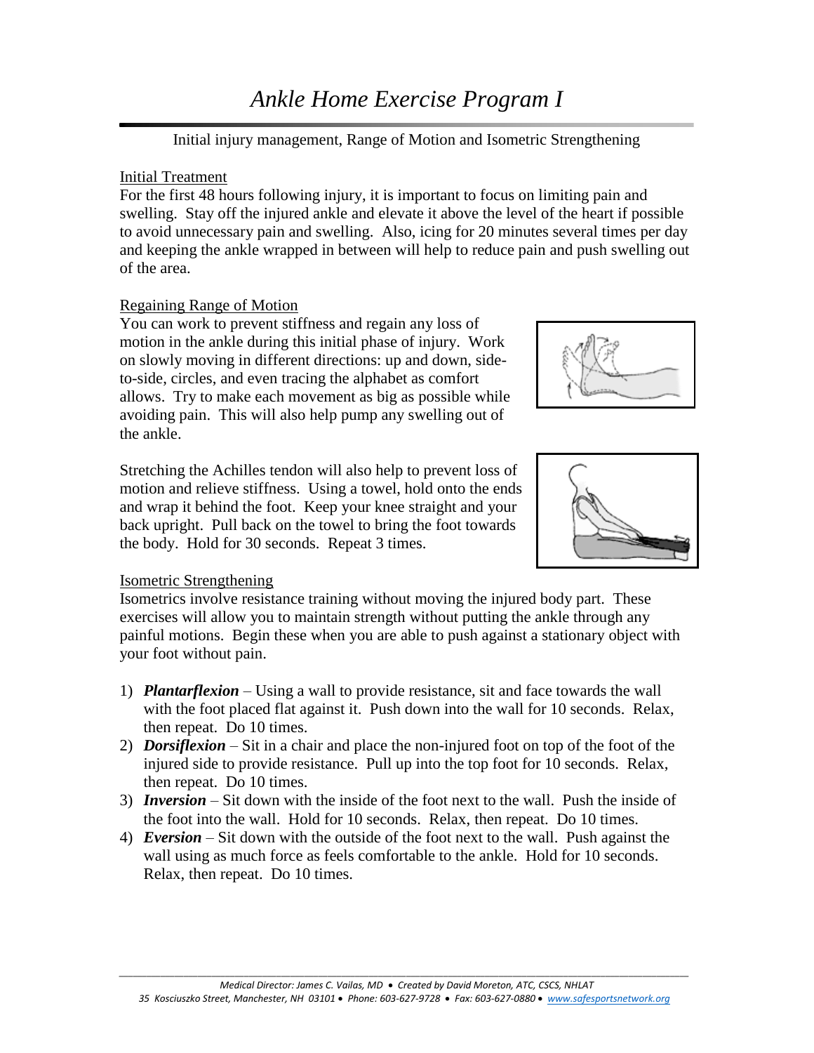# *Ankle Home Exercise Program I*

Initial injury management, Range of Motion and Isometric Strengthening

## Initial Treatment

For the first 48 hours following injury, it is important to focus on limiting pain and swelling. Stay off the injured ankle and elevate it above the level of the heart if possible to avoid unnecessary pain and swelling. Also, icing for 20 minutes several times per day and keeping the ankle wrapped in between will help to reduce pain and push swelling out of the area.

## Regaining Range of Motion

You can work to prevent stiffness and regain any loss of motion in the ankle during this initial phase of injury. Work on slowly moving in different directions: up and down, side-to-side, circles, and even tracing the alphabet as comfort allows. Try to make each movement as big as possible while avoiding pain. This will also help pump any swelling out of the ankle.

Stretching the Achilles tendon will also help to prevent loss of motion and relieve stiffness. Using a towel, hold onto the ends and wrap it behind the foot. Keep your knee straight and your back upright. Pull back on the towel to bring the foot towards the body. Hold for 30 seconds. Repeat 3 times.

## Isometric Strengthening

Isometrics involve resistance training without moving the injured body part. These exercises will allow you to maintain strength without putting the ankle through any painful motions. Begin these when you are able to push against a stationary object with your foot without pain.

1) ***Plantarflexion*** – Using a wall to provide resistance, sit and face towards the wall with the foot placed flat against it. Push down into the wall for 10 seconds. Relax, then repeat. Do 10 times.
2) ***Dorsiflexion*** – Sit in a chair and place the non-injured foot on top of the foot of the injured side to provide resistance. Pull up into the top foot for 10 seconds. Relax, then repeat. Do 10 times.
3) ***Inversion*** – Sit down with the inside of the foot next to the wall. Push the inside of the foot into the wall. Hold for 10 seconds. Relax, then repeat. Do 10 times.
4) ***Eversion*** – Sit down with the outside of the foot next to the wall. Push against the wall using as much force as feels comfortable to the ankle. Hold for 10 seconds. Relax, then repeat. Do 10 times.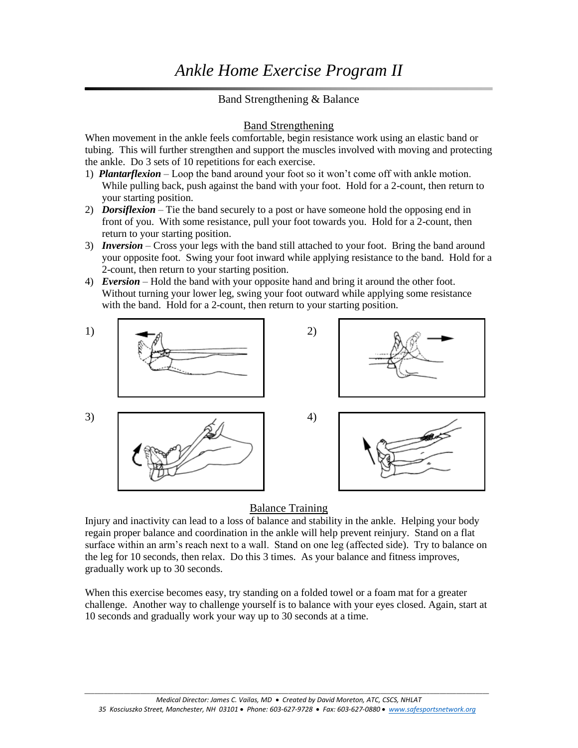# *Ankle Home Exercise Program II*

Band Strengthening & Balance

## Band Strengthening

When movement in the ankle feels comfortable, begin resistance work using an elastic band or tubing. This will further strengthen and support the muscles involved with moving and protecting the ankle. Do 3 sets of 10 repetitions for each exercise.

1) ***Plantarflexion*** – Loop the band around your foot so it won't come off with ankle motion. While pulling back, push against the band with your foot. Hold for a 2-count, then return to your starting position.
2) ***Dorsiflexion*** – Tie the band securely to a post or have someone hold the opposing end in front of you. With some resistance, pull your foot towards you. Hold for a 2-count, then return to your starting position.
3) ***Inversion*** – Cross your legs with the band still attached to your foot. Bring the band around your opposite foot. Swing your foot inward while applying resistance to the band. Hold for a 2-count, then return to your starting position.
4) ***Eversion*** – Hold the band with your opposite hand and bring it around the other foot. Without turning your lower leg, swing your foot outward while applying some resistance with the band. Hold for a 2-count, then return to your starting position.

1)

2)

3)

4)

## Balance Training

Injury and inactivity can lead to a loss of balance and stability in the ankle. Helping your body regain proper balance and coordination in the ankle will help prevent reinjury. Stand on a flat surface within an arm's reach next to a wall. Stand on one leg (affected side). Try to balance on the leg for 10 seconds, then relax. Do this 3 times. As your balance and fitness improves, gradually work up to 30 seconds.

When this exercise becomes easy, try standing on a folded towel or a foam mat for a greater challenge. Another way to challenge yourself is to balance with your eyes closed. Again, start at 10 seconds and gradually work your way up to 30 seconds at a time.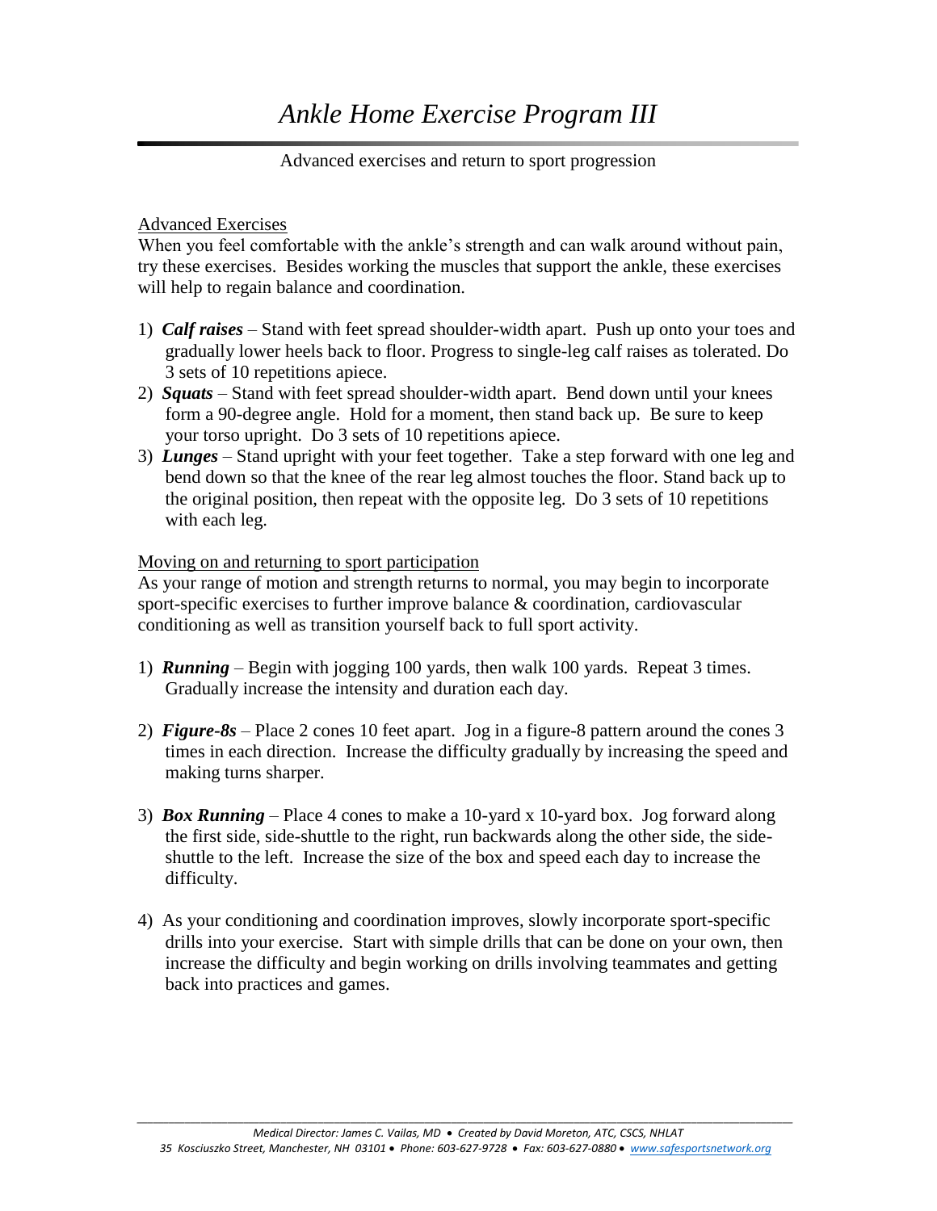# *Ankle Home Exercise Program III*

Advanced exercises and return to sport progression

<u>Advanced Exercises</u>

When you feel comfortable with the ankle's strength and can walk around without pain, try these exercises. Besides working the muscles that support the ankle, these exercises will help to regain balance and coordination.

1) ***Calf raises*** – Stand with feet spread shoulder-width apart. Push up onto your toes and gradually lower heels back to floor. Progress to single-leg calf raises as tolerated. Do 3 sets of 10 repetitions apiece.
2) ***Squats*** – Stand with feet spread shoulder-width apart. Bend down until your knees form a 90-degree angle. Hold for a moment, then stand back up. Be sure to keep your torso upright. Do 3 sets of 10 repetitions apiece.
3) ***Lunges*** – Stand upright with your feet together. Take a step forward with one leg and bend down so that the knee of the rear leg almost touches the floor. Stand back up to the original position, then repeat with the opposite leg. Do 3 sets of 10 repetitions with each leg.

<u>Moving on and returning to sport participation</u>

As your range of motion and strength returns to normal, you may begin to incorporate sport-specific exercises to further improve balance & coordination, cardiovascular conditioning as well as transition yourself back to full sport activity.

1) ***Running*** – Begin with jogging 100 yards, then walk 100 yards. Repeat 3 times. Gradually increase the intensity and duration each day.

2) ***Figure-8s*** – Place 2 cones 10 feet apart. Jog in a figure-8 pattern around the cones 3 times in each direction. Increase the difficulty gradually by increasing the speed and making turns sharper.

3) ***Box Running*** – Place 4 cones to make a 10-yard x 10-yard box. Jog forward along the first side, side-shuttle to the right, run backwards along the other side, the side-shuttle to the left. Increase the size of the box and speed each day to increase the difficulty.

4) As your conditioning and coordination improves, slowly incorporate sport-specific drills into your exercise. Start with simple drills that can be done on your own, then increase the difficulty and begin working on drills involving teammates and getting back into practices and games.

*Medical Director: James C. Vailas, MD • Created by David Moreton, ATC, CSCS, NHLAT*
*35 Kosciuszko Street, Manchester, NH 03101 • Phone: 603-627-9728 • Fax: 603-627-0880 • www.safesportsnetwork.org*